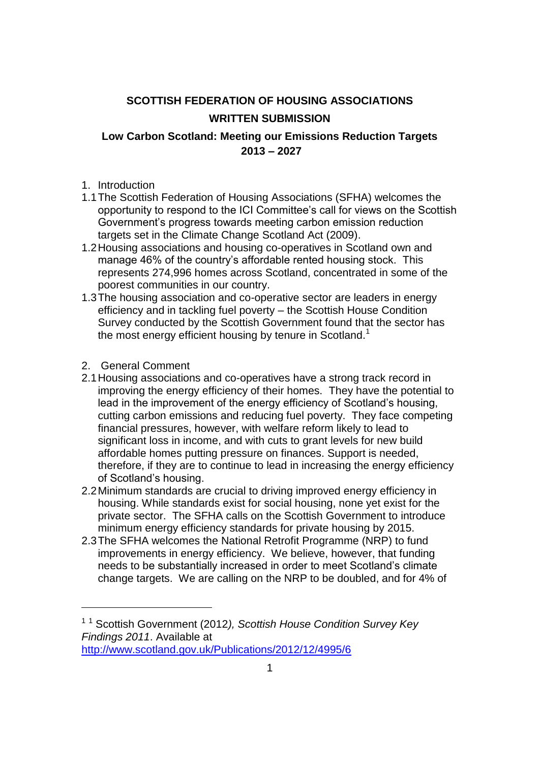# SCOTTISH FEDERATION OF HOUSING ASSOCIATIONS

## WRITTEN SUBMISSION

### Low Carbon Scotland: Meeting our Emissions Reduction Targets 2013 – 2027

1. Introduction

1.1 The Scottish Federation of Housing Associations (SFHA) welcomes the opportunity to respond to the ICI Committee's call for views on the Scottish Government's progress towards meeting carbon emission reduction targets set in the Climate Change Scotland Act (2009).

1.2 Housing associations and housing co-operatives in Scotland own and manage 46% of the country's affordable rented housing stock. This represents 274,996 homes across Scotland, concentrated in some of the poorest communities in our country.

1.3 The housing association and co-operative sector are leaders in energy efficiency and in tackling fuel poverty – the Scottish House Condition Survey conducted by the Scottish Government found that the sector has the most energy efficient housing by tenure in Scotland.[1]

2. General Comment

2.1 Housing associations and co-operatives have a strong track record in improving the energy efficiency of their homes. They have the potential to lead in the improvement of the energy efficiency of Scotland's housing, cutting carbon emissions and reducing fuel poverty. They face competing financial pressures, however, with welfare reform likely to lead to significant loss in income, and with cuts to grant levels for new build affordable homes putting pressure on finances. Support is needed, therefore, if they are to continue to lead in increasing the energy efficiency of Scotland's housing.

2.2 Minimum standards are crucial to driving improved energy efficiency in housing. While standards exist for social housing, none yet exist for the private sector. The SFHA calls on the Scottish Government to introduce minimum energy efficiency standards for private housing by 2015.

2.3 The SFHA welcomes the National Retrofit Programme (NRP) to fund improvements in energy efficiency. We believe, however, that funding needs to be substantially increased in order to meet Scotland's climate change targets. We are calling on the NRP to be doubled, and for 4% of

---

[1] [1] Scottish Government (2012*), Scottish House Condition Survey Key Findings 2011*. Available at http://www.scotland.gov.uk/Publications/2012/12/4995/6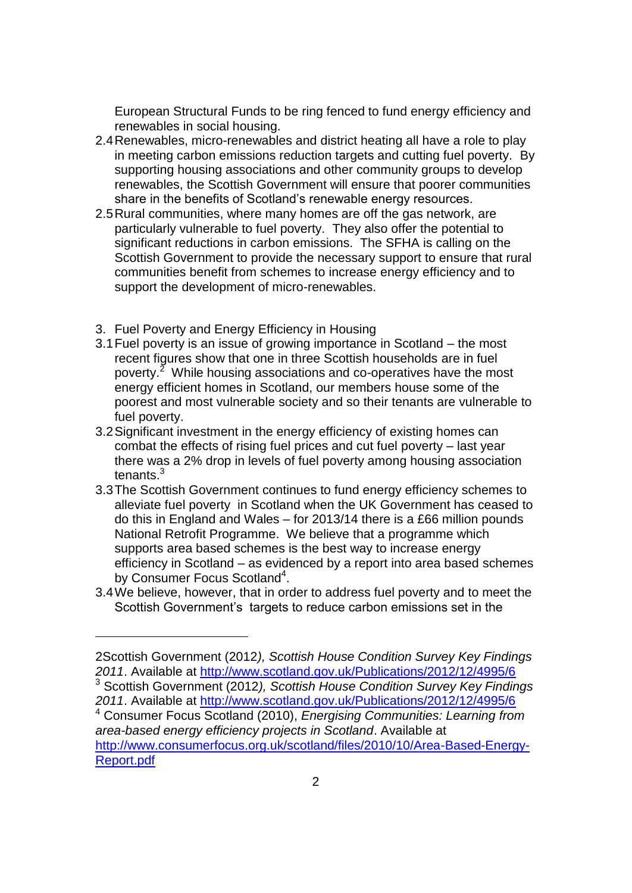European Structural Funds to be ring fenced to fund energy efficiency and renewables in social housing.

2.4 Renewables, micro-renewables and district heating all have a role to play in meeting carbon emissions reduction targets and cutting fuel poverty. By supporting housing associations and other community groups to develop renewables, the Scottish Government will ensure that poorer communities share in the benefits of Scotland's renewable energy resources.

2.5 Rural communities, where many homes are off the gas network, are particularly vulnerable to fuel poverty. They also offer the potential to significant reductions in carbon emissions. The SFHA is calling on the Scottish Government to provide the necessary support to ensure that rural communities benefit from schemes to increase energy efficiency and to support the development of micro-renewables.

3. Fuel Poverty and Energy Efficiency in Housing

3.1 Fuel poverty is an issue of growing importance in Scotland – the most recent figures show that one in three Scottish households are in fuel poverty.[2] While housing associations and co-operatives have the most energy efficient homes in Scotland, our members house some of the poorest and most vulnerable society and so their tenants are vulnerable to fuel poverty.

3.2 Significant investment in the energy efficiency of existing homes can combat the effects of rising fuel prices and cut fuel poverty – last year there was a 2% drop in levels of fuel poverty among housing association tenants.[3]

3.3 The Scottish Government continues to fund energy efficiency schemes to alleviate fuel poverty in Scotland when the UK Government has ceased to do this in England and Wales – for 2013/14 there is a £66 million pounds National Retrofit Programme. We believe that a programme which supports area based schemes is the best way to increase energy efficiency in Scotland – as evidenced by a report into area based schemes by Consumer Focus Scotland[4].

3.4 We believe, however, that in order to address fuel poverty and to meet the Scottish Government's targets to reduce carbon emissions set in the

---

2Scottish Government (2012*), Scottish House Condition Survey Key Findings 2011*. Available at http://www.scotland.gov.uk/Publications/2012/12/4995/6

[3] Scottish Government (2012*), Scottish House Condition Survey Key Findings 2011*. Available at http://www.scotland.gov.uk/Publications/2012/12/4995/6

[4] Consumer Focus Scotland (2010), *Energising Communities: Learning from area-based energy efficiency projects in Scotland*. Available at http://www.consumerfocus.org.uk/scotland/files/2010/10/Area-Based-Energy-Report.pdf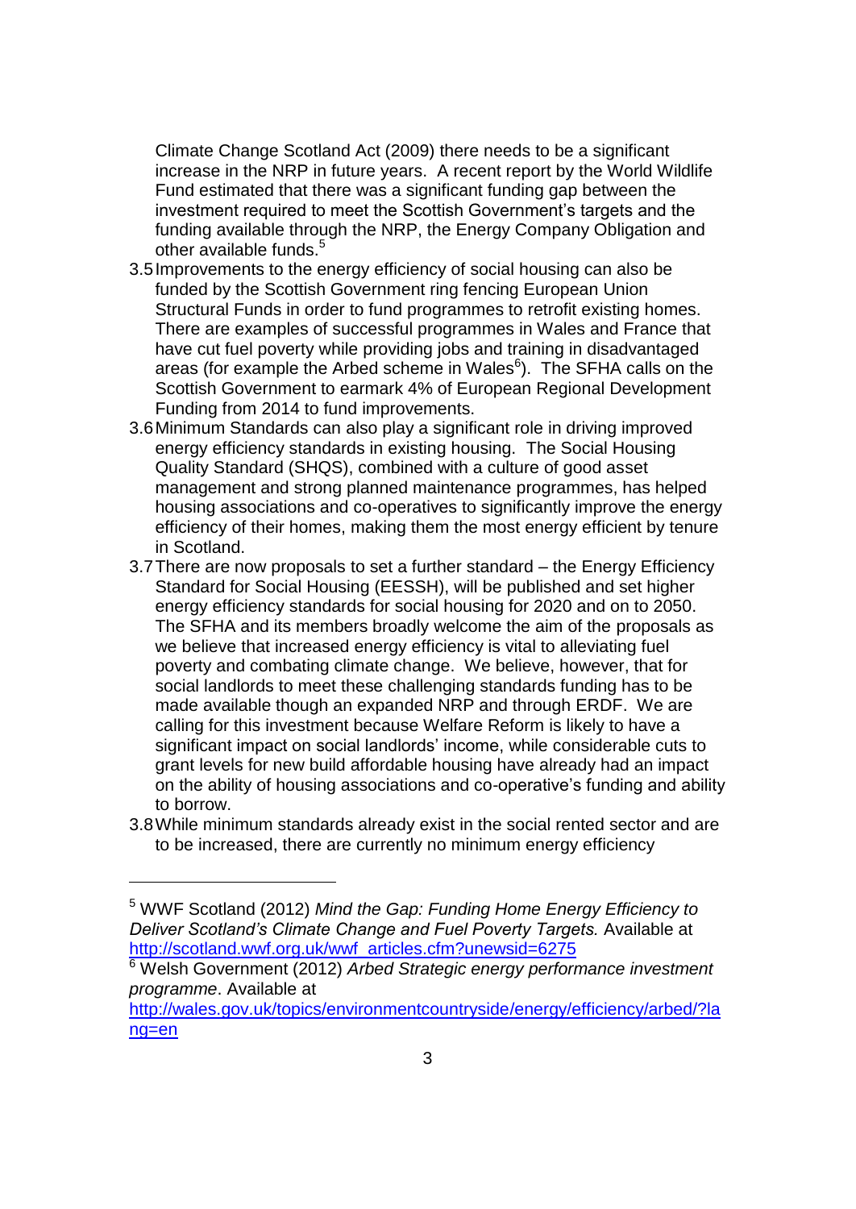Climate Change Scotland Act (2009) there needs to be a significant increase in the NRP in future years. A recent report by the World Wildlife Fund estimated that there was a significant funding gap between the investment required to meet the Scottish Government's targets and the funding available through the NRP, the Energy Company Obligation and other available funds.[5]

3.5 Improvements to the energy efficiency of social housing can also be funded by the Scottish Government ring fencing European Union Structural Funds in order to fund programmes to retrofit existing homes. There are examples of successful programmes in Wales and France that have cut fuel poverty while providing jobs and training in disadvantaged areas (for example the Arbed scheme in Wales[6]). The SFHA calls on the Scottish Government to earmark 4% of European Regional Development Funding from 2014 to fund improvements.

3.6 Minimum Standards can also play a significant role in driving improved energy efficiency standards in existing housing. The Social Housing Quality Standard (SHQS), combined with a culture of good asset management and strong planned maintenance programmes, has helped housing associations and co-operatives to significantly improve the energy efficiency of their homes, making them the most energy efficient by tenure in Scotland.

3.7 There are now proposals to set a further standard – the Energy Efficiency Standard for Social Housing (EESSH), will be published and set higher energy efficiency standards for social housing for 2020 and on to 2050. The SFHA and its members broadly welcome the aim of the proposals as we believe that increased energy efficiency is vital to alleviating fuel poverty and combating climate change. We believe, however, that for social landlords to meet these challenging standards funding has to be made available though an expanded NRP and through ERDF. We are calling for this investment because Welfare Reform is likely to have a significant impact on social landlords' income, while considerable cuts to grant levels for new build affordable housing have already had an impact on the ability of housing associations and co-operative's funding and ability to borrow.

3.8 While minimum standards already exist in the social rented sector and are to be increased, there are currently no minimum energy efficiency

---

[5] WWF Scotland (2012) *Mind the Gap: Funding Home Energy Efficiency to Deliver Scotland's Climate Change and Fuel Poverty Targets.* Available at http://scotland.wwf.org.uk/wwf_articles.cfm?unewsid=6275

[6] Welsh Government (2012) *Arbed Strategic energy performance investment programme*. Available at http://wales.gov.uk/topics/environmentcountryside/energy/efficiency/arbed/?lang=en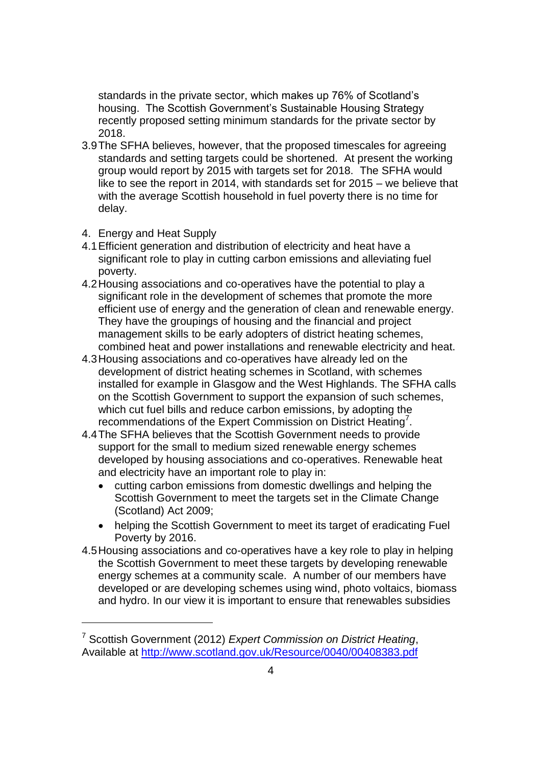standards in the private sector, which makes up 76% of Scotland's housing. The Scottish Government's Sustainable Housing Strategy recently proposed setting minimum standards for the private sector by 2018.

3.9 The SFHA believes, however, that the proposed timescales for agreeing standards and setting targets could be shortened. At present the working group would report by 2015 with targets set for 2018. The SFHA would like to see the report in 2014, with standards set for 2015 – we believe that with the average Scottish household in fuel poverty there is no time for delay.

4. Energy and Heat Supply

4.1 Efficient generation and distribution of electricity and heat have a significant role to play in cutting carbon emissions and alleviating fuel poverty.

4.2 Housing associations and co-operatives have the potential to play a significant role in the development of schemes that promote the more efficient use of energy and the generation of clean and renewable energy. They have the groupings of housing and the financial and project management skills to be early adopters of district heating schemes, combined heat and power installations and renewable electricity and heat.

4.3 Housing associations and co-operatives have already led on the development of district heating schemes in Scotland, with schemes installed for example in Glasgow and the West Highlands. The SFHA calls on the Scottish Government to support the expansion of such schemes, which cut fuel bills and reduce carbon emissions, by adopting the recommendations of the Expert Commission on District Heating[7].

4.4 The SFHA believes that the Scottish Government needs to provide support for the small to medium sized renewable energy schemes developed by housing associations and co-operatives. Renewable heat and electricity have an important role to play in:

- cutting carbon emissions from domestic dwellings and helping the Scottish Government to meet the targets set in the Climate Change (Scotland) Act 2009;
- helping the Scottish Government to meet its target of eradicating Fuel Poverty by 2016.

4.5 Housing associations and co-operatives have a key role to play in helping the Scottish Government to meet these targets by developing renewable energy schemes at a community scale. A number of our members have developed or are developing schemes using wind, photo voltaics, biomass and hydro. In our view it is important to ensure that renewables subsidies

---

[7] Scottish Government (2012) *Expert Commission on District Heating*, Available at http://www.scotland.gov.uk/Resource/0040/00408383.pdf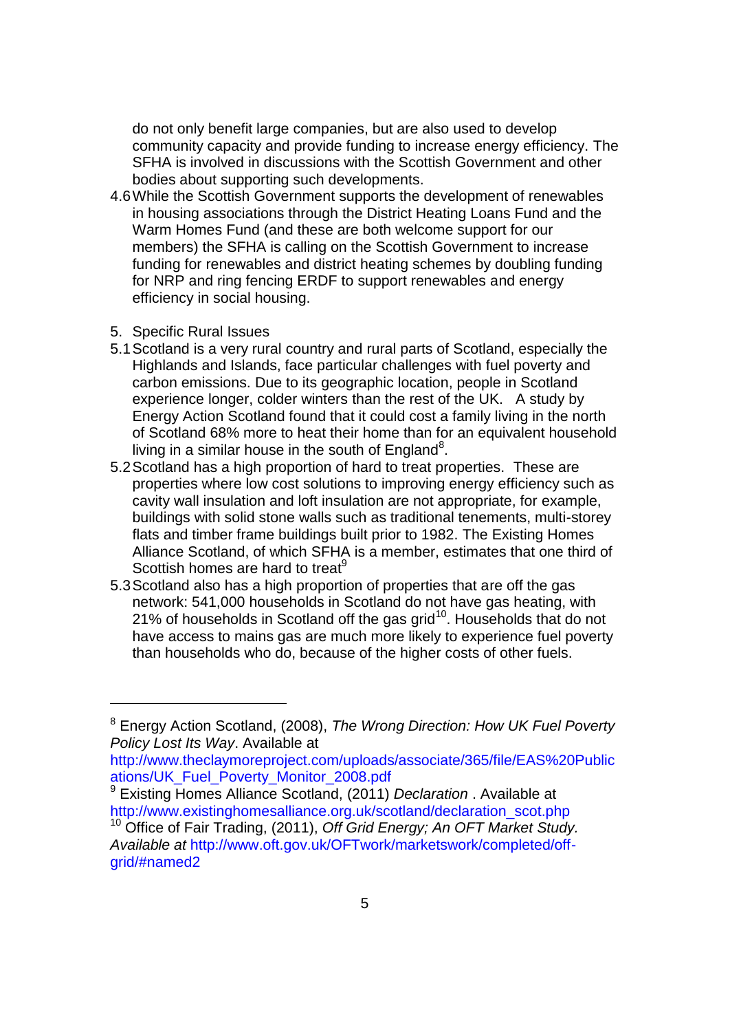do not only benefit large companies, but are also used to develop community capacity and provide funding to increase energy efficiency. The SFHA is involved in discussions with the Scottish Government and other bodies about supporting such developments.

4.6 While the Scottish Government supports the development of renewables in housing associations through the District Heating Loans Fund and the Warm Homes Fund (and these are both welcome support for our members) the SFHA is calling on the Scottish Government to increase funding for renewables and district heating schemes by doubling funding for NRP and ring fencing ERDF to support renewables and energy efficiency in social housing.

5. Specific Rural Issues

5.1 Scotland is a very rural country and rural parts of Scotland, especially the Highlands and Islands, face particular challenges with fuel poverty and carbon emissions. Due to its geographic location, people in Scotland experience longer, colder winters than the rest of the UK. A study by Energy Action Scotland found that it could cost a family living in the north of Scotland 68% more to heat their home than for an equivalent household living in a similar house in the south of England[8].

5.2 Scotland has a high proportion of hard to treat properties. These are properties where low cost solutions to improving energy efficiency such as cavity wall insulation and loft insulation are not appropriate, for example, buildings with solid stone walls such as traditional tenements, multi-storey flats and timber frame buildings built prior to 1982. The Existing Homes Alliance Scotland, of which SFHA is a member, estimates that one third of Scottish homes are hard to treat[9]

5.3 Scotland also has a high proportion of properties that are off the gas network: 541,000 households in Scotland do not have gas heating, with 21% of households in Scotland off the gas grid[10]. Households that do not have access to mains gas are much more likely to experience fuel poverty than households who do, because of the higher costs of other fuels.

---

[8] Energy Action Scotland, (2008), *The Wrong Direction: How UK Fuel Poverty Policy Lost Its Way*. Available at http://www.theclaymoreproject.com/uploads/associate/365/file/EAS%20Publications/UK_Fuel_Poverty_Monitor_2008.pdf

[9] Existing Homes Alliance Scotland, (2011) *Declaration* . Available at http://www.existinghomesalliance.org.uk/scotland/declaration_scot.php

[10] Office of Fair Trading, (2011), *Off Grid Energy; An OFT Market Study. Available at* http://www.oft.gov.uk/OFTwork/marketswork/completed/off-grid/#named2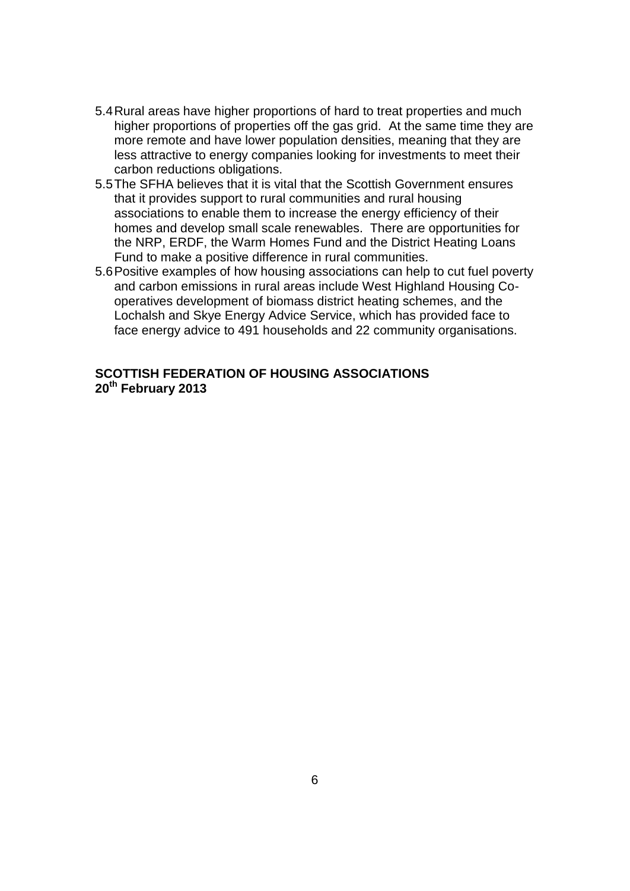5.4 Rural areas have higher proportions of hard to treat properties and much higher proportions of properties off the gas grid. At the same time they are more remote and have lower population densities, meaning that they are less attractive to energy companies looking for investments to meet their carbon reductions obligations.

5.5 The SFHA believes that it is vital that the Scottish Government ensures that it provides support to rural communities and rural housing associations to enable them to increase the energy efficiency of their homes and develop small scale renewables. There are opportunities for the NRP, ERDF, the Warm Homes Fund and the District Heating Loans Fund to make a positive difference in rural communities.

5.6 Positive examples of how housing associations can help to cut fuel poverty and carbon emissions in rural areas include West Highland Housing Co-operatives development of biomass district heating schemes, and the Lochalsh and Skye Energy Advice Service, which has provided face to face energy advice to 491 households and 22 community organisations.

**SCOTTISH FEDERATION OF HOUSING ASSOCIATIONS**
**20th February 2013**